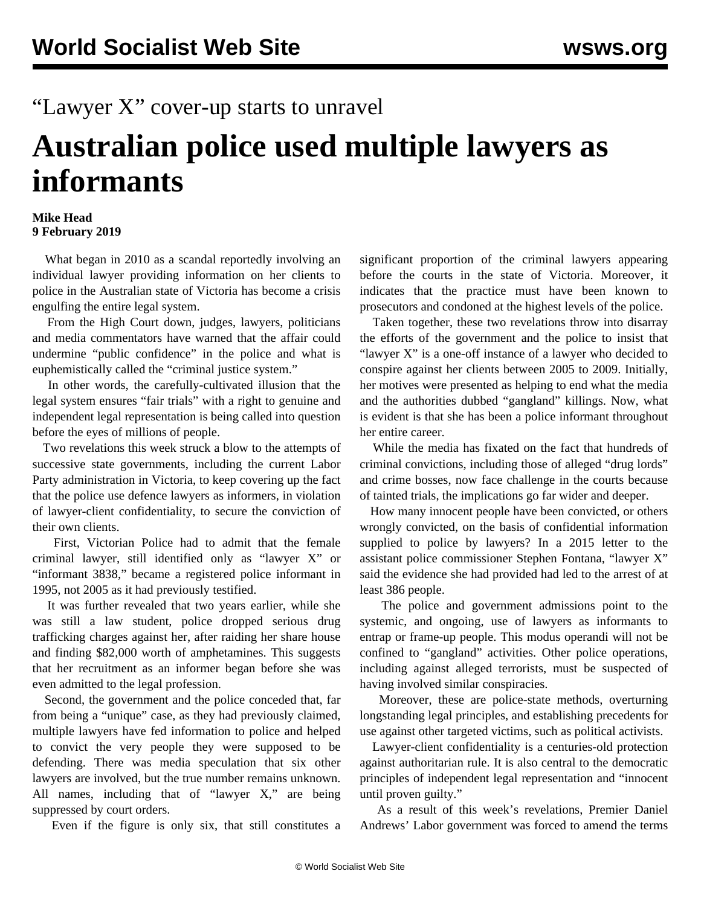# “Lawyer X” cover-up starts to unravel

# Australian police used multiple lawyers as informants

**Mike Head**
**9 February 2019**

What began in 2010 as a scandal reportedly involving an individual lawyer providing information on her clients to police in the Australian state of Victoria has become a crisis engulfing the entire legal system.

From the High Court down, judges, lawyers, politicians and media commentators have warned that the affair could undermine “public confidence” in the police and what is euphemistically called the “criminal justice system.”

In other words, the carefully-cultivated illusion that the legal system ensures “fair trials” with a right to genuine and independent legal representation is being called into question before the eyes of millions of people.

Two revelations this week struck a blow to the attempts of successive state governments, including the current Labor Party administration in Victoria, to keep covering up the fact that the police use defence lawyers as informers, in violation of lawyer-client confidentiality, to secure the conviction of their own clients.

First, Victorian Police had to admit that the female criminal lawyer, still identified only as “lawyer X” or “informant 3838,” became a registered police informant in 1995, not 2005 as it had previously testified.

It was further revealed that two years earlier, while she was still a law student, police dropped serious drug trafficking charges against her, after raiding her share house and finding $82,000 worth of amphetamines. This suggests that her recruitment as an informer began before she was even admitted to the legal profession.

Second, the government and the police conceded that, far from being a “unique” case, as they had previously claimed, multiple lawyers have fed information to police and helped to convict the very people they were supposed to be defending. There was media speculation that six other lawyers are involved, but the true number remains unknown. All names, including that of “lawyer X,” are being suppressed by court orders.

Even if the figure is only six, that still constitutes a significant proportion of the criminal lawyers appearing before the courts in the state of Victoria. Moreover, it indicates that the practice must have been known to prosecutors and condoned at the highest levels of the police.

Taken together, these two revelations throw into disarray the efforts of the government and the police to insist that “lawyer X” is a one-off instance of a lawyer who decided to conspire against her clients between 2005 to 2009. Initially, her motives were presented as helping to end what the media and the authorities dubbed “gangland” killings. Now, what is evident is that she has been a police informant throughout her entire career.

While the media has fixated on the fact that hundreds of criminal convictions, including those of alleged “drug lords” and crime bosses, now face challenge in the courts because of tainted trials, the implications go far wider and deeper.

How many innocent people have been convicted, or others wrongly convicted, on the basis of confidential information supplied to police by lawyers? In a 2015 letter to the assistant police commissioner Stephen Fontana, “lawyer X” said the evidence she had provided had led to the arrest of at least 386 people.

The police and government admissions point to the systemic, and ongoing, use of lawyers as informants to entrap or frame-up people. This modus operandi will not be confined to “gangland” activities. Other police operations, including against alleged terrorists, must be suspected of having involved similar conspiracies.

Moreover, these are police-state methods, overturning longstanding legal principles, and establishing precedents for use against other targeted victims, such as political activists.

Lawyer-client confidentiality is a centuries-old protection against authoritarian rule. It is also central to the democratic principles of independent legal representation and “innocent until proven guilty.”

As a result of this week’s revelations, Premier Daniel Andrews’ Labor government was forced to amend the terms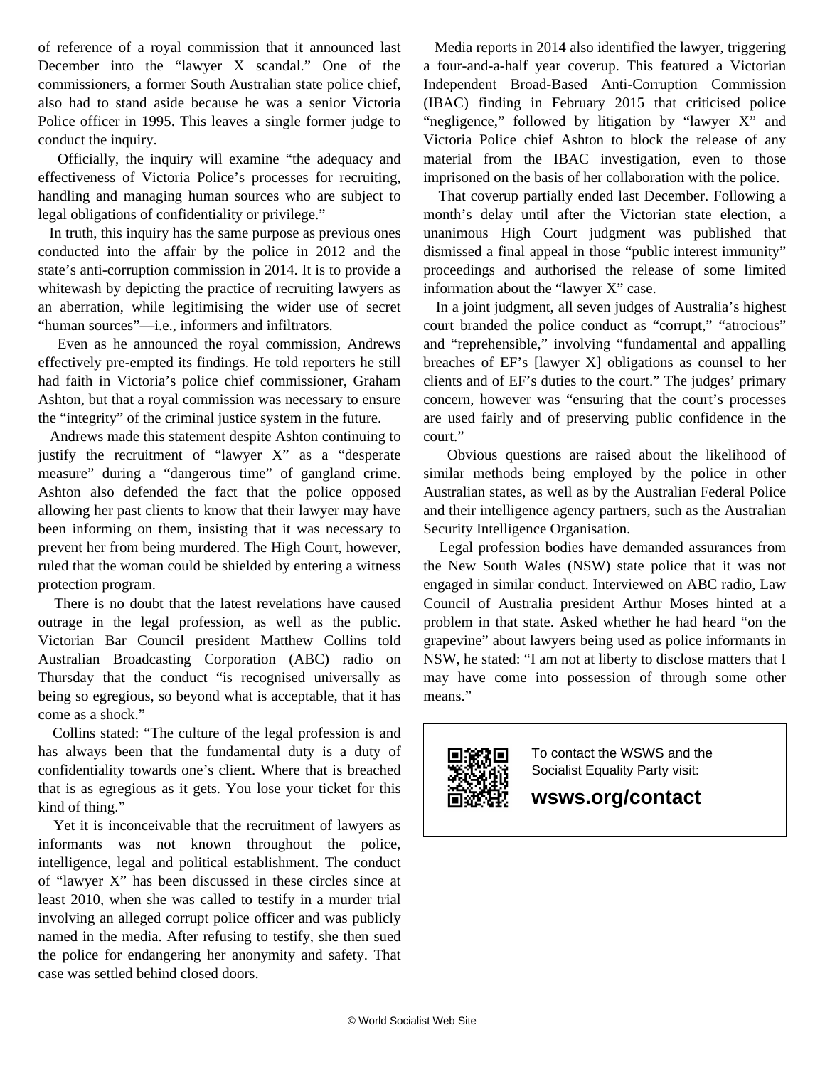of reference of a royal commission that it announced last December into the "lawyer X scandal." One of the commissioners, a former South Australian state police chief, also had to stand aside because he was a senior Victoria Police officer in 1995. This leaves a single former judge to conduct the inquiry.

Officially, the inquiry will examine "the adequacy and effectiveness of Victoria Police's processes for recruiting, handling and managing human sources who are subject to legal obligations of confidentiality or privilege."

In truth, this inquiry has the same purpose as previous ones conducted into the affair by the police in 2012 and the state's anti-corruption commission in 2014. It is to provide a whitewash by depicting the practice of recruiting lawyers as an aberration, while legitimising the wider use of secret "human sources"—i.e., informers and infiltrators.

Even as he announced the royal commission, Andrews effectively pre-empted its findings. He told reporters he still had faith in Victoria's police chief commissioner, Graham Ashton, but that a royal commission was necessary to ensure the "integrity" of the criminal justice system in the future.

Andrews made this statement despite Ashton continuing to justify the recruitment of "lawyer X" as a "desperate measure" during a "dangerous time" of gangland crime. Ashton also defended the fact that the police opposed allowing her past clients to know that their lawyer may have been informing on them, insisting that it was necessary to prevent her from being murdered. The High Court, however, ruled that the woman could be shielded by entering a witness protection program.

There is no doubt that the latest revelations have caused outrage in the legal profession, as well as the public. Victorian Bar Council president Matthew Collins told Australian Broadcasting Corporation (ABC) radio on Thursday that the conduct "is recognised universally as being so egregious, so beyond what is acceptable, that it has come as a shock."

Collins stated: "The culture of the legal profession is and has always been that the fundamental duty is a duty of confidentiality towards one's client. Where that is breached that is as egregious as it gets. You lose your ticket for this kind of thing."

Yet it is inconceivable that the recruitment of lawyers as informants was not known throughout the police, intelligence, legal and political establishment. The conduct of "lawyer X" has been discussed in these circles since at least 2010, when she was called to testify in a murder trial involving an alleged corrupt police officer and was publicly named in the media. After refusing to testify, she then sued the police for endangering her anonymity and safety. That case was settled behind closed doors.

Media reports in 2014 also identified the lawyer, triggering a four-and-a-half year coverup. This featured a Victorian Independent Broad-Based Anti-Corruption Commission (IBAC) finding in February 2015 that criticised police "negligence," followed by litigation by "lawyer X" and Victoria Police chief Ashton to block the release of any material from the IBAC investigation, even to those imprisoned on the basis of her collaboration with the police.

That coverup partially ended last December. Following a month's delay until after the Victorian state election, a unanimous High Court judgment was published that dismissed a final appeal in those "public interest immunity" proceedings and authorised the release of some limited information about the "lawyer X" case.

In a joint judgment, all seven judges of Australia's highest court branded the police conduct as "corrupt," "atrocious" and "reprehensible," involving "fundamental and appalling breaches of EF's [lawyer X] obligations as counsel to her clients and of EF's duties to the court." The judges' primary concern, however was "ensuring that the court's processes are used fairly and of preserving public confidence in the court."

Obvious questions are raised about the likelihood of similar methods being employed by the police in other Australian states, as well as by the Australian Federal Police and their intelligence agency partners, such as the Australian Security Intelligence Organisation.

Legal profession bodies have demanded assurances from the New South Wales (NSW) state police that it was not engaged in similar conduct. Interviewed on ABC radio, Law Council of Australia president Arthur Moses hinted at a problem in that state. Asked whether he had heard "on the grapevine" about lawyers being used as police informants in NSW, he stated: "I am not at liberty to disclose matters that I may have come into possession of through some other means."

To contact the WSWS and the Socialist Equality Party visit:

**wsws.org/contact**